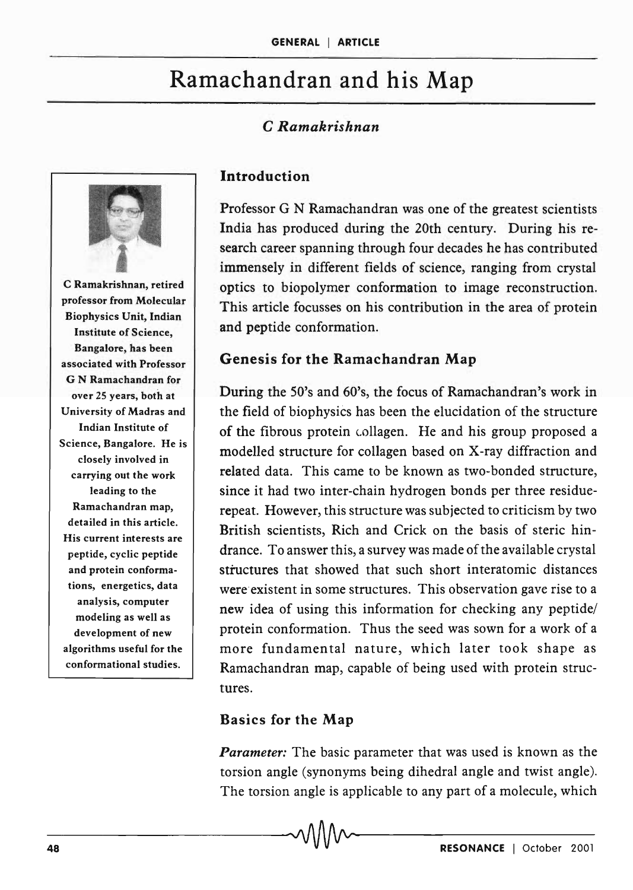# Ramachandran and his Map

*C Ramakrishnan*

C Ramakrishnan, retired professor from Molecular Biophysics Unit, Indian Institute of Science, Bangalore, has been associated with Professor G N Ramachandran for over 25 years, both at University of Madras and Indian Institute of Science, Bangalore. He is closely involved in carrying out the work leading to the Ramachandran map, detailed in this article. His current interests are peptide, cyclic peptide and protein conformations, energetics, data analysis, computer modeling as well as development of new algorithms useful for the conformational studies.

## Introduction

Professor G N Ramachandran was one of the greatest scientists India has produced during the 20th century. During his research career spanning through four decades he has contributed immensely in different fields of science, ranging from crystal optics to biopolymer conformation to image reconstruction. This article focusses on his contribution in the area of protein and peptide conformation.

## Genesis for the Ramachandran Map

During the 50's and 60's, the focus of Ramachandran's work in the field of biophysics has been the elucidation of the structure of the fibrous protein collagen. He and his group proposed a modelled structure for collagen based on X-ray diffraction and related data. This came to be known as two-bonded structure, since it had two inter-chain hydrogen bonds per three residue-repeat. However, this structure was subjected to criticism by two British scientists, Rich and Crick on the basis of steric hindrance. To answer this, a survey was made of the available crystal structures that showed that such short interatomic distances were existent in some structures. This observation gave rise to a new idea of using this information for checking any peptide/protein conformation. Thus the seed was sown for a work of a more fundamental nature, which later took shape as Ramachandran map, capable of being used with protein structures.

## Basics for the Map

***Parameter:*** The basic parameter that was used is known as the torsion angle (synonyms being dihedral angle and twist angle). The torsion angle is applicable to any part of a molecule, which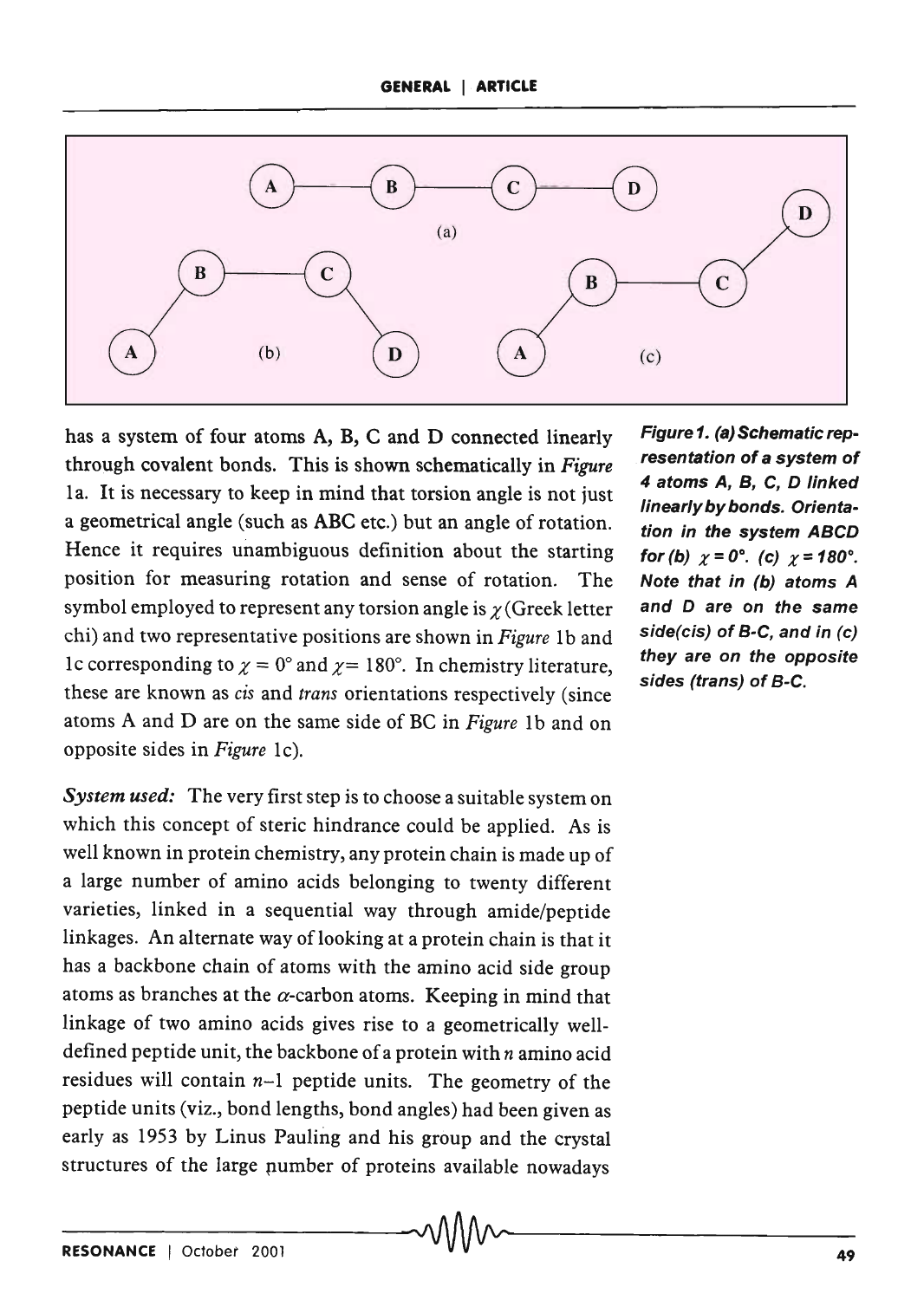has a system of four atoms A, B, C and D connected linearly through covalent bonds. This is shown schematically in *Figure* 1a. It is necessary to keep in mind that torsion angle is not just a geometrical angle (such as ABC etc.) but an angle of rotation. Hence it requires unambiguous definition about the starting position for measuring rotation and sense of rotation. The symbol employed to represent any torsion angle is $\chi$ (Greek letter chi) and two representative positions are shown in *Figure* 1b and 1c corresponding to $\chi = 0°$ and $\chi = 180°$. In chemistry literature, these are known as *cis* and *trans* orientations respectively (since atoms A and D are on the same side of BC in *Figure* 1b and on opposite sides in *Figure* 1c).

**Figure 1. (a) Schematic representation of a system of 4 atoms A, B, C, D linked linearly by bonds. Orientation in the system ABCD for (b) $\chi = 0°$. (c) $\chi = 180°$. Note that in (b) atoms A and D are on the same side(cis) of B-C, and in (c) they are on the opposite sides (trans) of B-C.**

***System used:*** The very first step is to choose a suitable system on which this concept of steric hindrance could be applied. As is well known in protein chemistry, any protein chain is made up of a large number of amino acids belonging to twenty different varieties, linked in a sequential way through amide/peptide linkages. An alternate way of looking at a protein chain is that it has a backbone chain of atoms with the amino acid side group atoms as branches at the $\alpha$-carbon atoms. Keeping in mind that linkage of two amino acids gives rise to a geometrically well-defined peptide unit, the backbone of a protein with $n$ amino acid residues will contain $n$–1 peptide units. The geometry of the peptide units (viz., bond lengths, bond angles) had been given as early as 1953 by Linus Pauling and his group and the crystal structures of the large number of proteins available nowadays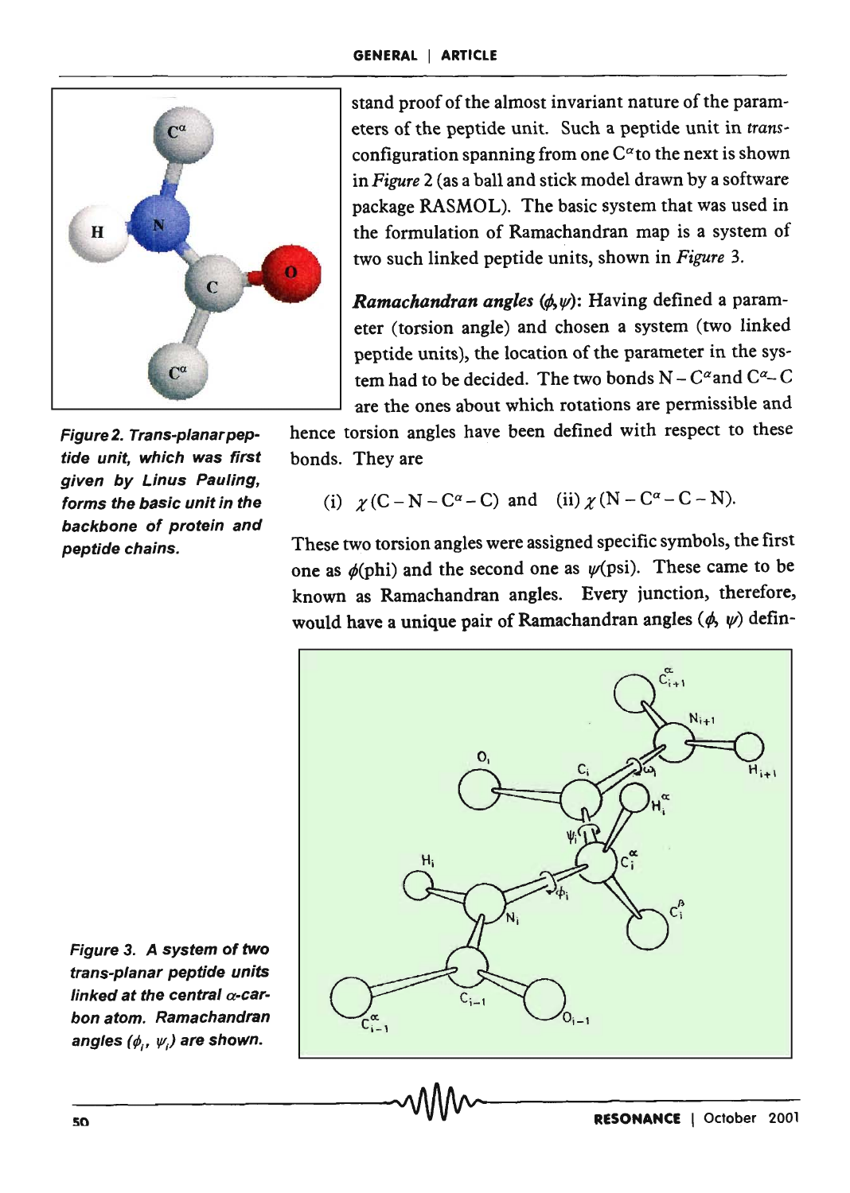stand proof of the almost invariant nature of the parameters of the peptide unit. Such a peptide unit in *trans*-configuration spanning from one $C^{\alpha}$ to the next is shown in *Figure* 2 (as a ball and stick model drawn by a software package RASMOL). The basic system that was used in the formulation of Ramachandran map is a system of two such linked peptide units, shown in *Figure* 3.

*Figure 2. Trans-planar peptide unit, which was first given by Linus Pauling, forms the basic unit in the backbone of protein and peptide chains.*

***Ramachandran angles*** **($\phi,\psi$)**: Having defined a parameter (torsion angle) and chosen a system (two linked peptide units), the location of the parameter in the system had to be decided. The two bonds $N - C^{\alpha}$ and $C^{\alpha} - C$ are the ones about which rotations are permissible and hence torsion angles have been defined with respect to these bonds. They are

(i) $\chi(C - N - C^{\alpha} - C)$ and (ii) $\chi(N - C^{\alpha} - C - N)$.

These two torsion angles were assigned specific symbols, the first one as $\phi$(phi) and the second one as $\psi$(psi). These came to be known as Ramachandran angles. Every junction, therefore, would have a unique pair of Ramachandran angles ($\phi$, $\psi$) defin-

*Figure 3. A system of two trans-planar peptide units linked at the central $\alpha$-carbon atom. Ramachandran angles ($\phi_i$, $\psi_i$) are shown.*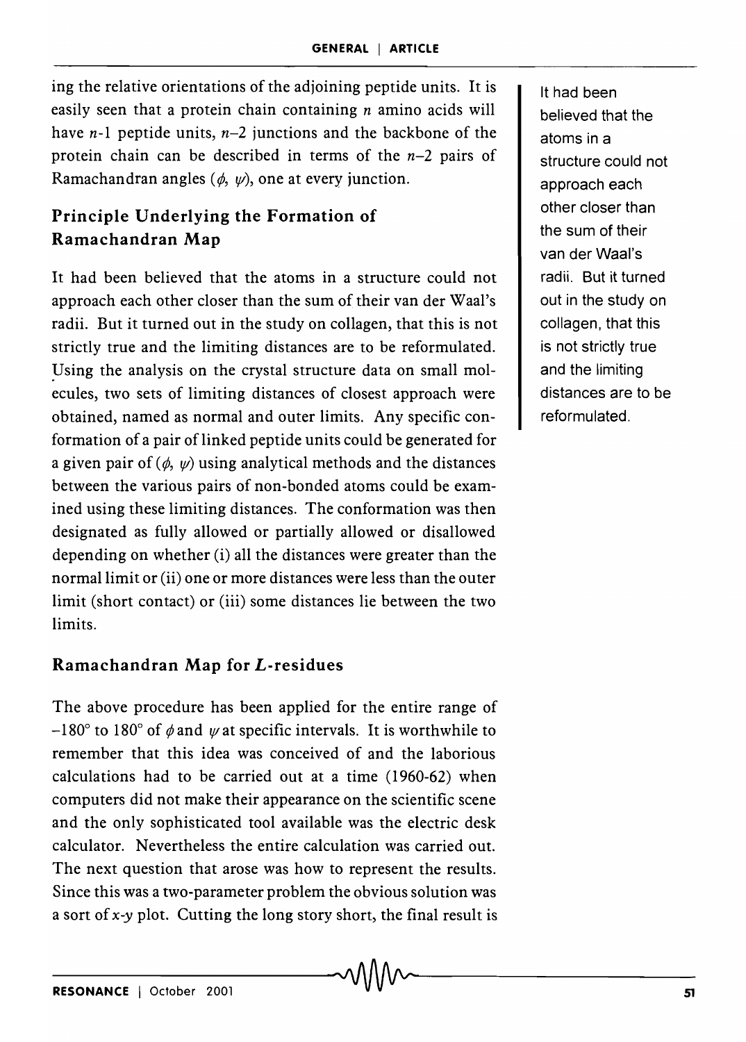ing the relative orientations of the adjoining peptide units. It is easily seen that a protein chain containing $n$ amino acids will have $n$-1 peptide units, $n$–2 junctions and the backbone of the protein chain can be described in terms of the $n$–2 pairs of Ramachandran angles ($\phi$, $\psi$), one at every junction.

## Principle Underlying the Formation of Ramachandran Map

It had been believed that the atoms in a structure could not approach each other closer than the sum of their van der Waal's radii. But it turned out in the study on collagen, that this is not strictly true and the limiting distances are to be reformulated. Using the analysis on the crystal structure data on small molecules, two sets of limiting distances of closest approach were obtained, named as normal and outer limits. Any specific conformation of a pair of linked peptide units could be generated for a given pair of ($\phi$, $\psi$) using analytical methods and the distances between the various pairs of non-bonded atoms could be examined using these limiting distances. The conformation was then designated as fully allowed or partially allowed or disallowed depending on whether (i) all the distances were greater than the normal limit or (ii) one or more distances were less than the outer limit (short contact) or (iii) some distances lie between the two limits.

## Ramachandran Map for *L*-residues

The above procedure has been applied for the entire range of –180° to 180° of $\phi$ and $\psi$ at specific intervals. It is worthwhile to remember that this idea was conceived of and the laborious calculations had to be carried out at a time (1960-62) when computers did not make their appearance on the scientific scene and the only sophisticated tool available was the electric desk calculator. Nevertheless the entire calculation was carried out. The next question that arose was how to represent the results. Since this was a two-parameter problem the obvious solution was a sort of $x$-$y$ plot. Cutting the long story short, the final result is

It had been believed that the atoms in a structure could not approach each other closer than the sum of their van der Waal's radii. But it turned out in the study on collagen, that this is not strictly true and the limiting distances are to be reformulated.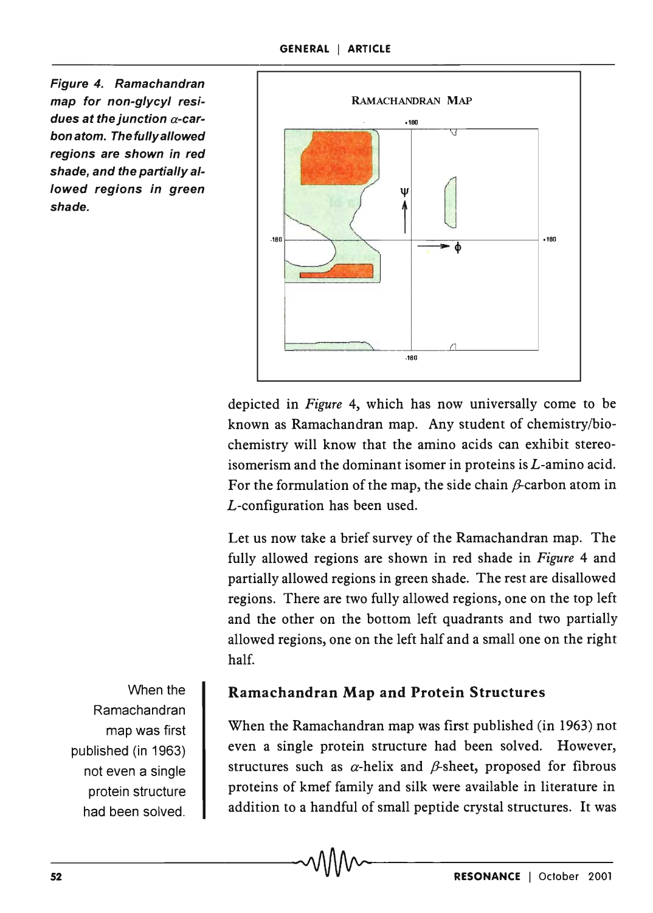*Figure 4. Ramachandran map for non-glycyl residues at the junction $\alpha$-carbon atom. The fully allowed regions are shown in red shade, and the partially allowed regions in green shade.*

depicted in *Figure* 4, which has now universally come to be known as Ramachandran map. Any student of chemistry/biochemistry will know that the amino acids can exhibit stereoisomerism and the dominant isomer in proteins is $L$-amino acid. For the formulation of the map, the side chain $\beta$-carbon atom in $L$-configuration has been used.

Let us now take a brief survey of the Ramachandran map. The fully allowed regions are shown in red shade in *Figure* 4 and partially allowed regions in green shade. The rest are disallowed regions. There are two fully allowed regions, one on the top left and the other on the bottom left quadrants and two partially allowed regions, one on the left half and a small one on the right half.

## Ramachandran Map and Protein Structures

When the Ramachandran map was first published (in 1963) not even a single protein structure had been solved.

When the Ramachandran map was first published (in 1963) not even a single protein structure had been solved. However, structures such as $\alpha$-helix and $\beta$-sheet, proposed for fibrous proteins of kmef family and silk were available in literature in addition to a handful of small peptide crystal structures. It was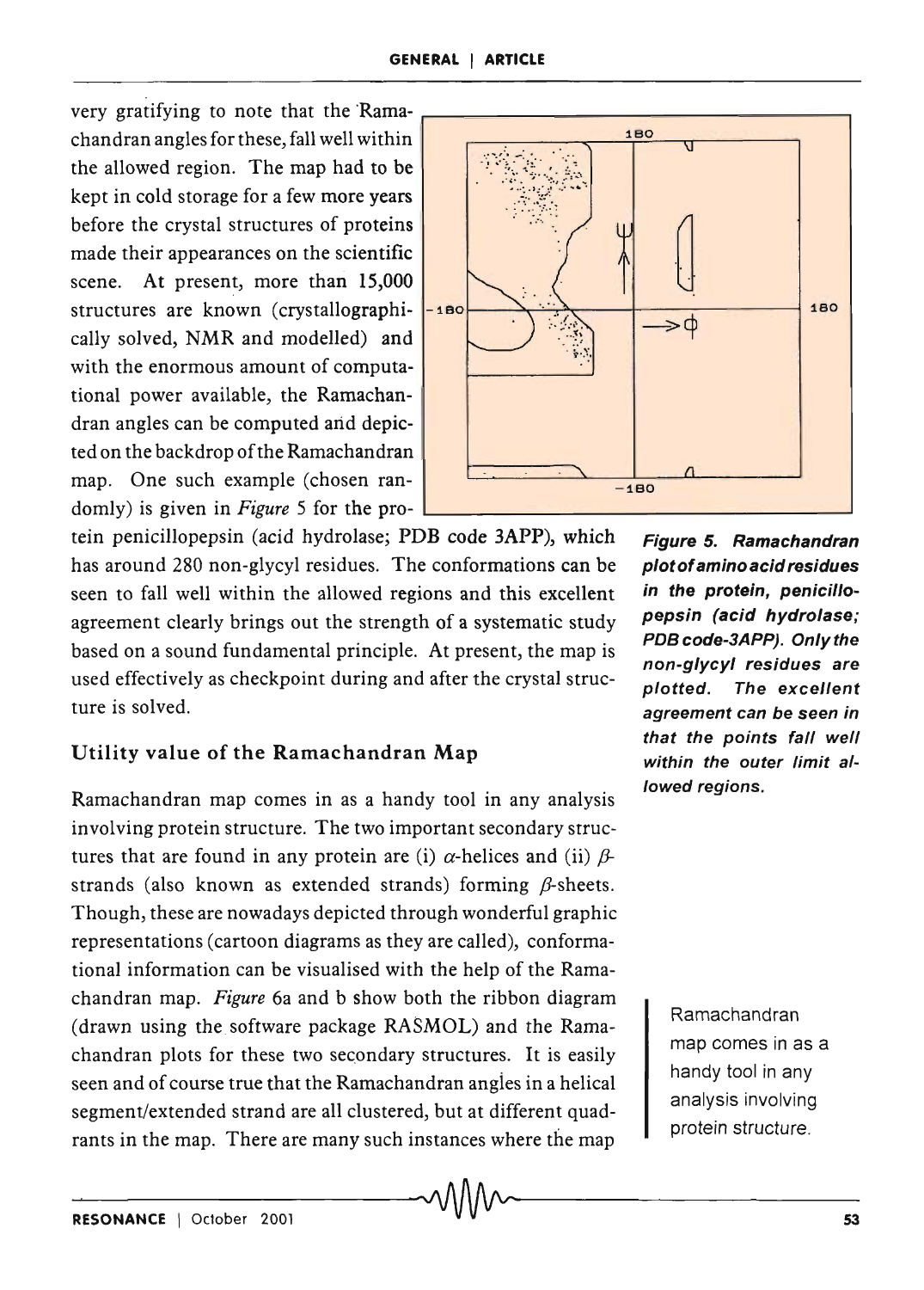very gratifying to note that the Ramachandran angles for these, fall well within the allowed region. The map had to be kept in cold storage for a few more years before the crystal structures of proteins made their appearances on the scientific scene. At present, more than 15,000 structures are known (crystallographically solved, NMR and modelled) and with the enormous amount of computational power available, the Ramachandran angles can be computed and depicted on the backdrop of the Ramachandran map. One such example (chosen randomly) is given in *Figure* 5 for the protein penicillopepsin (acid hydrolase; PDB code 3APP), which has around 280 non-glycyl residues. The conformations can be seen to fall well within the allowed regions and this excellent agreement clearly brings out the strength of a systematic study based on a sound fundamental principle. At present, the map is used effectively as checkpoint during and after the crystal structure is solved.

***Figure 5. Ramachandran plot of amino acid residues in the protein, penicillopepsin (acid hydrolase; PDB code-3APP). Only the non-glycyl residues are plotted. The excellent agreement can be seen in that the points fall well within the outer limit allowed regions.***

## Utility value of the Ramachandran Map

Ramachandran map comes in as a handy tool in any analysis involving protein structure. The two important secondary structures that are found in any protein are (i) $\alpha$-helices and (ii) $\beta$-strands (also known as extended strands) forming $\beta$-sheets. Though, these are nowadays depicted through wonderful graphic representations (cartoon diagrams as they are called), conformational information can be visualised with the help of the Ramachandran map. *Figure* 6a and b show both the ribbon diagram (drawn using the software package RASMOL) and the Ramachandran plots for these two secondary structures. It is easily seen and of course true that the Ramachandran angles in a helical segment/extended strand are all clustered, but at different quadrants in the map. There are many such instances where the map

> Ramachandran map comes in as a handy tool in any analysis involving protein structure.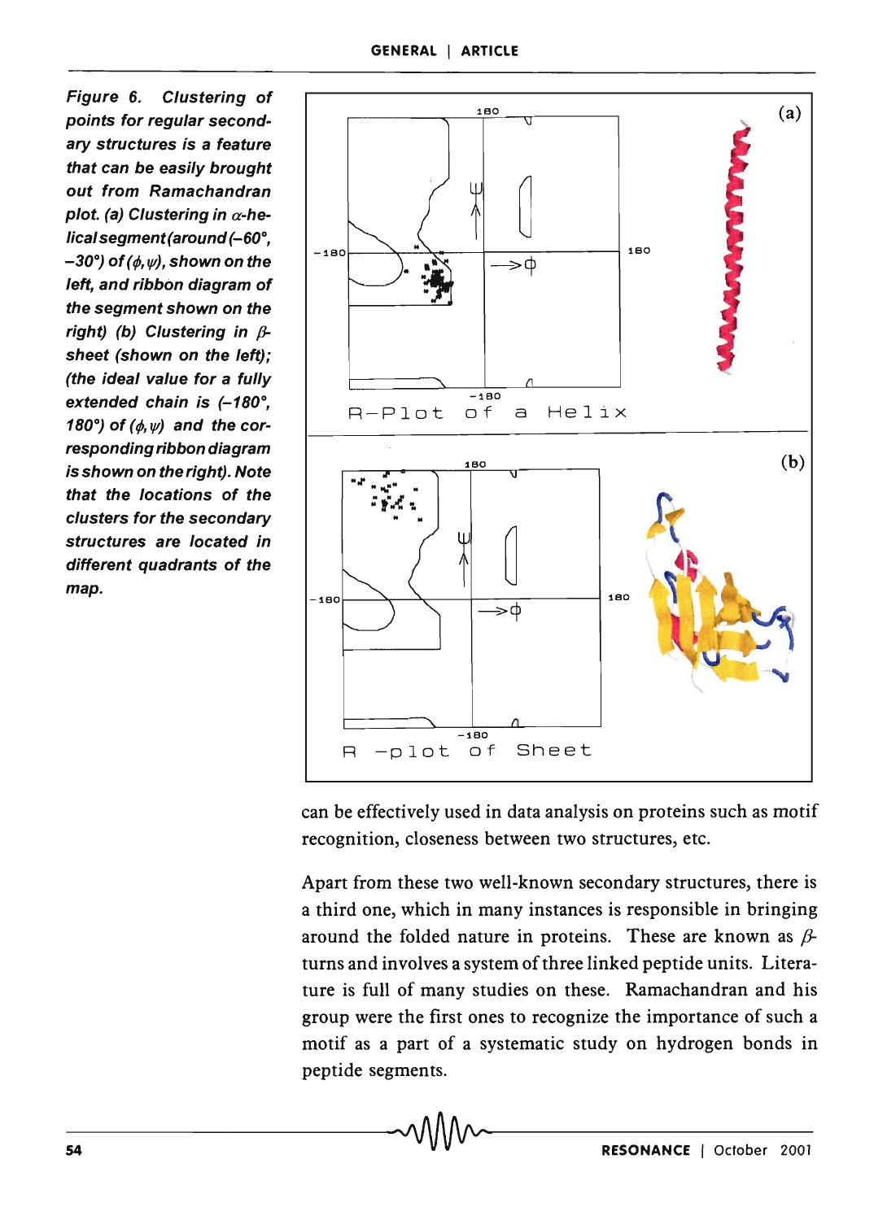*Figure 6. Clustering of points for regular secondary structures is a feature that can be easily brought out from Ramachandran plot. (a) Clustering in $\alpha$-helical segment (around (–60°, –30°) of ($\phi, \psi$), shown on the left, and ribbon diagram of the segment shown on the right) (b) Clustering in $\beta$-sheet (shown on the left); (the ideal value for a fully extended chain is (–180°, 180°) of ($\phi, \psi$) and the corresponding ribbon diagram is shown on the right). Note that the locations of the clusters for the secondary structures are located in different quadrants of the map.*

can be effectively used in data analysis on proteins such as motif recognition, closeness between two structures, etc.

Apart from these two well-known secondary structures, there is a third one, which in many instances is responsible in bringing around the folded nature in proteins. These are known as $\beta$-turns and involves a system of three linked peptide units. Literature is full of many studies on these. Ramachandran and his group were the first ones to recognize the importance of such a motif as a part of a systematic study on hydrogen bonds in peptide segments.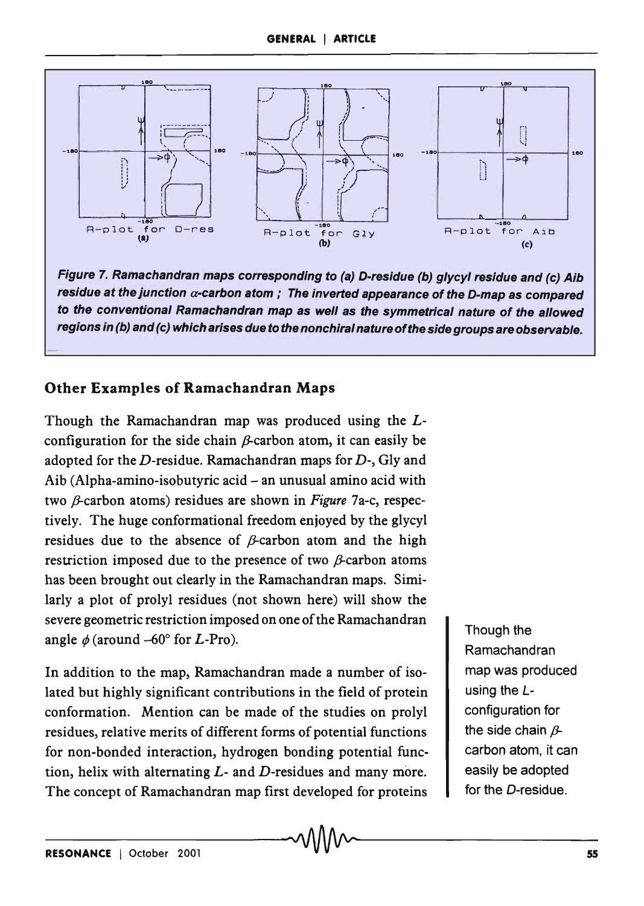Figure 7. Ramachandran maps corresponding to (a) D-residue (b) glycyl residue and (c) Aib residue at the junction α-carbon atom ; The inverted appearance of the D-map as compared to the conventional Ramachandran map as well as the symmetrical nature of the allowed regions in (b) and (c) which arises due to the nonchiral nature of the side groups are observable.

## Other Examples of Ramachandran Maps

Though the Ramachandran map was produced using the *L*-configuration for the side chain $\beta$-carbon atom, it can easily be adopted for the *D*-residue. Ramachandran maps for *D*-, Gly and Aib (Alpha-amino-isobutyric acid – an unusual amino acid with two $\beta$-carbon atoms) residues are shown in *Figure* 7a-c, respectively. The huge conformational freedom enjoyed by the glycyl residues due to the absence of $\beta$-carbon atom and the high restriction imposed due to the presence of two $\beta$-carbon atoms has been brought out clearly in the Ramachandran maps. Similarly a plot of prolyl residues (not shown here) will show the severe geometric restriction imposed on one of the Ramachandran angle $\phi$ (around $-60°$ for *L*-Pro).

Though the Ramachandran map was produced using the *L*-configuration for the side chain $\beta$-carbon atom, it can easily be adopted for the *D*-residue.

In addition to the map, Ramachandran made a number of isolated but highly significant contributions in the field of protein conformation. Mention can be made of the studies on prolyl residues, relative merits of different forms of potential functions for non-bonded interaction, hydrogen bonding potential function, helix with alternating *L*- and *D*-residues and many more. The concept of Ramachandran map first developed for proteins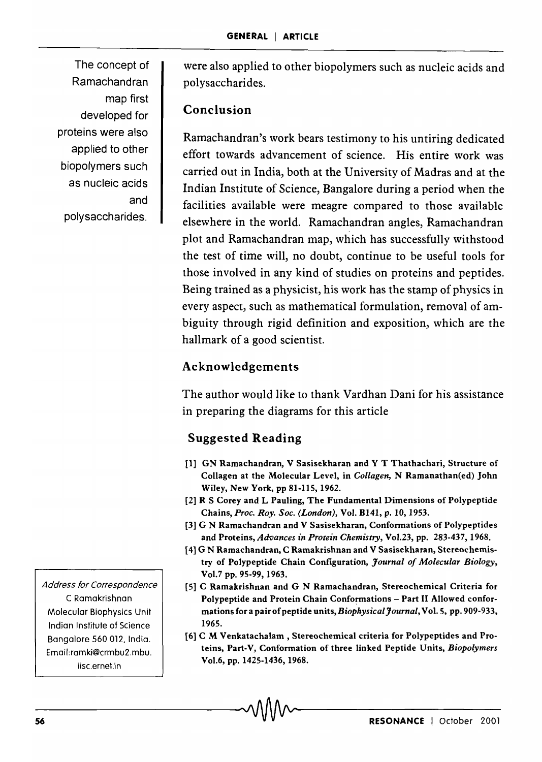were also applied to other biopolymers such as nucleic acids and polysaccharides.

The concept of Ramachandran map first developed for proteins were also applied to other biopolymers such as nucleic acids and polysaccharides.

## Conclusion

Ramachandran's work bears testimony to his untiring dedicated effort towards advancement of science. His entire work was carried out in India, both at the University of Madras and at the Indian Institute of Science, Bangalore during a period when the facilities available were meagre compared to those available elsewhere in the world. Ramachandran angles, Ramachandran plot and Ramachandran map, which has successfully withstood the test of time will, no doubt, continue to be useful tools for those involved in any kind of studies on proteins and peptides. Being trained as a physicist, his work has the stamp of physics in every aspect, such as mathematical formulation, removal of ambiguity through rigid definition and exposition, which are the hallmark of a good scientist.

## Acknowledgements

The author would like to thank Vardhan Dani for his assistance in preparing the diagrams for this article

## Suggested Reading

[1] GN Ramachandran, V Sasisekharan and Y T Thathachari, Structure of Collagen at the Molecular Level, in *Collagen*, N Ramanathan(ed) John Wiley, New York, pp 81-115, 1962.

[2] R S Corey and L Pauling, The Fundamental Dimensions of Polypeptide Chains, *Proc. Roy. Soc. (London)*, Vol. B141, p. 10, 1953.

[3] G N Ramachandran and V Sasisekharan, Conformations of Polypeptides and Proteins, *Advances in Protein Chemistry*, Vol.23, pp. 283-437, 1968.

[4] G N Ramachandran, C Ramakrishnan and V Sasisekharan, Stereochemistry of Polypeptide Chain Configuration, *Journal of Molecular Biology*, Vol.7 pp. 95-99, 1963.

[5] C Ramakrishnan and G N Ramachandran, Stereochemical Criteria for Polypeptide and Protein Chain Conformations – Part II Allowed conformations for a pair of peptide units, *Biophysical Journal*, Vol. 5, pp. 909-933, 1965.

[6] C M Venkatachalam , Stereochemical criteria for Polypeptides and Proteins, Part-V, Conformation of three linked Peptide Units, *Biopolymers* Vol.6, pp. 1425-1436, 1968.

*Address for Correspondence*
C Ramakrishnan
Molecular Biophysics Unit
Indian Institute of Science
Bangalore 560 012, India.
Email:ramki@crmbu2.mbu.iisc.ernet.in